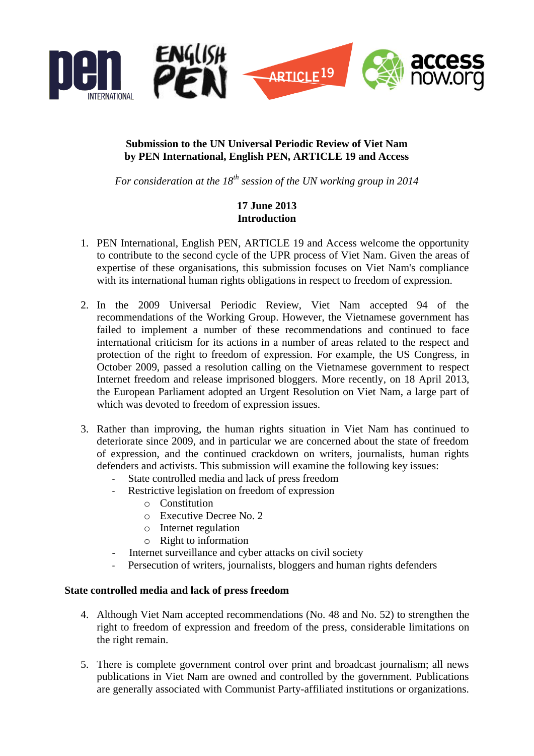**Submission to the UN Universal Periodic Review of Viet Nam by PEN International, English PEN, ARTICLE 19 and Access**

*For consideration at the 18th session of the UN working group in 2014*

**17 June 2013**

## Introduction

1. PEN International, English PEN, ARTICLE 19 and Access welcome the opportunity to contribute to the second cycle of the UPR process of Viet Nam. Given the areas of expertise of these organisations, this submission focuses on Viet Nam's compliance with its international human rights obligations in respect to freedom of expression.

2. In the 2009 Universal Periodic Review, Viet Nam accepted 94 of the recommendations of the Working Group. However, the Vietnamese government has failed to implement a number of these recommendations and continued to face international criticism for its actions in a number of areas related to the respect and protection of the right to freedom of expression. For example, the US Congress, in October 2009, passed a resolution calling on the Vietnamese government to respect Internet freedom and release imprisoned bloggers. More recently, on 18 April 2013, the European Parliament adopted an Urgent Resolution on Viet Nam, a large part of which was devoted to freedom of expression issues.

3. Rather than improving, the human rights situation in Viet Nam has continued to deteriorate since 2009, and in particular we are concerned about the state of freedom of expression, and the continued crackdown on writers, journalists, human rights defenders and activists. This submission will examine the following key issues:
   - State controlled media and lack of press freedom
   - Restrictive legislation on freedom of expression
     - Constitution
     - Executive Decree No. 2
     - Internet regulation
     - Right to information
   - Internet surveillance and cyber attacks on civil society
   - Persecution of writers, journalists, bloggers and human rights defenders

## State controlled media and lack of press freedom

4. Although Viet Nam accepted recommendations (No. 48 and No. 52) to strengthen the right to freedom of expression and freedom of the press, considerable limitations on the right remain.

5. There is complete government control over print and broadcast journalism; all news publications in Viet Nam are owned and controlled by the government. Publications are generally associated with Communist Party-affiliated institutions or organizations.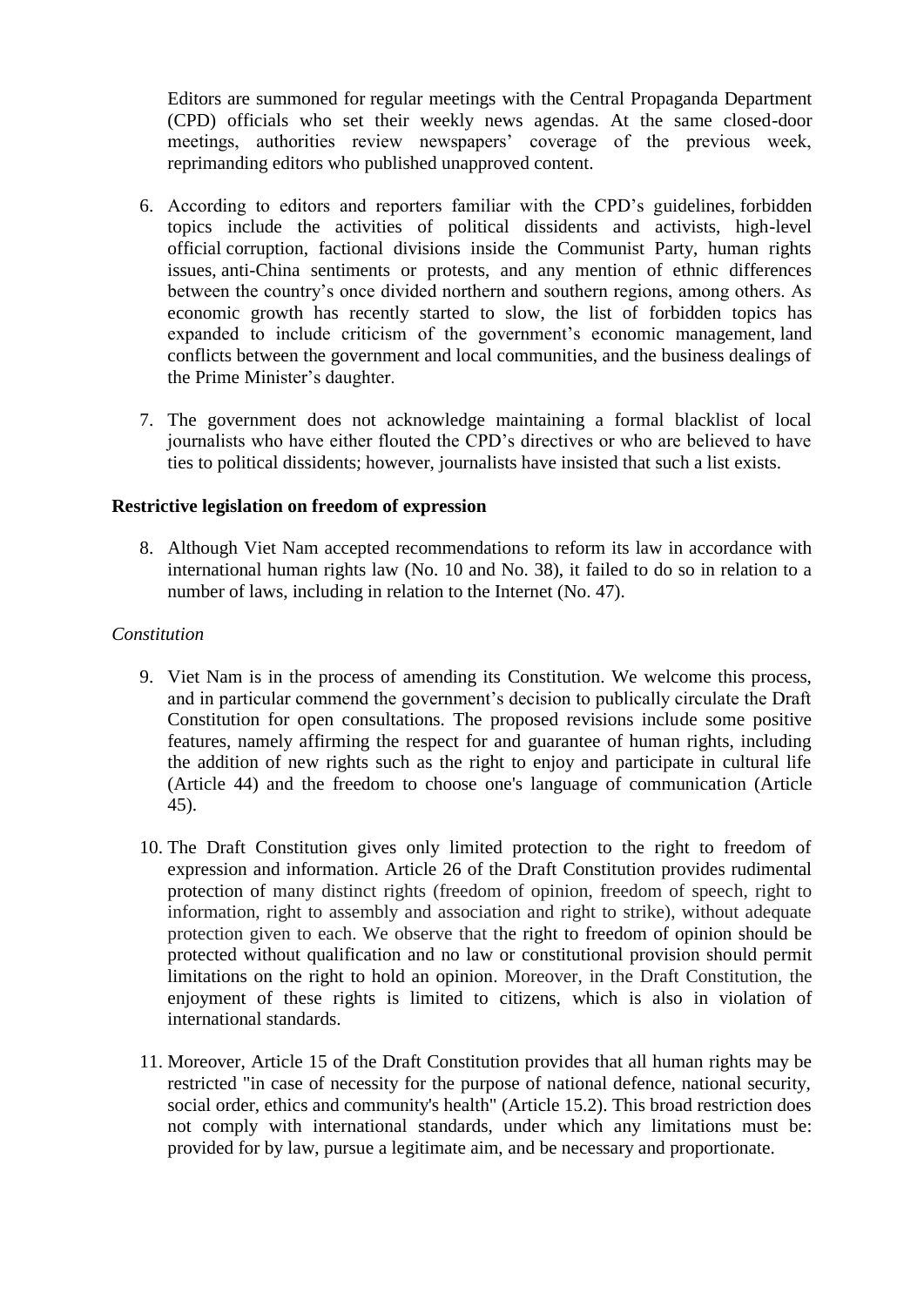Editors are summoned for regular meetings with the Central Propaganda Department (CPD) officials who set their weekly news agendas. At the same closed-door meetings, authorities review newspapers' coverage of the previous week, reprimanding editors who published unapproved content.

6. According to editors and reporters familiar with the CPD's guidelines, forbidden topics include the activities of political dissidents and activists, high-level official corruption, factional divisions inside the Communist Party, human rights issues, anti-China sentiments or protests, and any mention of ethnic differences between the country's once divided northern and southern regions, among others. As economic growth has recently started to slow, the list of forbidden topics has expanded to include criticism of the government's economic management, land conflicts between the government and local communities, and the business dealings of the Prime Minister's daughter.

7. The government does not acknowledge maintaining a formal blacklist of local journalists who have either flouted the CPD's directives or who are believed to have ties to political dissidents; however, journalists have insisted that such a list exists.

**Restrictive legislation on freedom of expression**

8. Although Viet Nam accepted recommendations to reform its law in accordance with international human rights law (No. 10 and No. 38), it failed to do so in relation to a number of laws, including in relation to the Internet (No. 47).

*Constitution*

9. Viet Nam is in the process of amending its Constitution. We welcome this process, and in particular commend the government's decision to publically circulate the Draft Constitution for open consultations. The proposed revisions include some positive features, namely affirming the respect for and guarantee of human rights, including the addition of new rights such as the right to enjoy and participate in cultural life (Article 44) and the freedom to choose one's language of communication (Article 45).

10. The Draft Constitution gives only limited protection to the right to freedom of expression and information. Article 26 of the Draft Constitution provides rudimental protection of many distinct rights (freedom of opinion, freedom of speech, right to information, right to assembly and association and right to strike), without adequate protection given to each. We observe that the right to freedom of opinion should be protected without qualification and no law or constitutional provision should permit limitations on the right to hold an opinion. Moreover, in the Draft Constitution, the enjoyment of these rights is limited to citizens, which is also in violation of international standards.

11. Moreover, Article 15 of the Draft Constitution provides that all human rights may be restricted "in case of necessity for the purpose of national defence, national security, social order, ethics and community's health" (Article 15.2). This broad restriction does not comply with international standards, under which any limitations must be: provided for by law, pursue a legitimate aim, and be necessary and proportionate.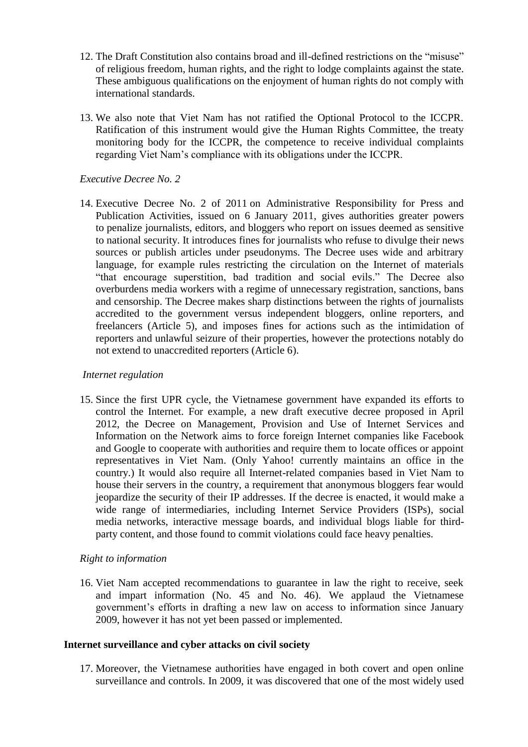12. The Draft Constitution also contains broad and ill-defined restrictions on the "misuse" of religious freedom, human rights, and the right to lodge complaints against the state. These ambiguous qualifications on the enjoyment of human rights do not comply with international standards.

13. We also note that Viet Nam has not ratified the Optional Protocol to the ICCPR. Ratification of this instrument would give the Human Rights Committee, the treaty monitoring body for the ICCPR, the competence to receive individual complaints regarding Viet Nam's compliance with its obligations under the ICCPR.

*Executive Decree No. 2*

14. Executive Decree No. 2 of 2011 on Administrative Responsibility for Press and Publication Activities, issued on 6 January 2011, gives authorities greater powers to penalize journalists, editors, and bloggers who report on issues deemed as sensitive to national security. It introduces fines for journalists who refuse to divulge their news sources or publish articles under pseudonyms. The Decree uses wide and arbitrary language, for example rules restricting the circulation on the Internet of materials "that encourage superstition, bad tradition and social evils." The Decree also overburdens media workers with a regime of unnecessary registration, sanctions, bans and censorship. The Decree makes sharp distinctions between the rights of journalists accredited to the government versus independent bloggers, online reporters, and freelancers (Article 5), and imposes fines for actions such as the intimidation of reporters and unlawful seizure of their properties, however the protections notably do not extend to unaccredited reporters (Article 6).

*Internet regulation*

15. Since the first UPR cycle, the Vietnamese government have expanded its efforts to control the Internet. For example, a new draft executive decree proposed in April 2012, the Decree on Management, Provision and Use of Internet Services and Information on the Network aims to force foreign Internet companies like Facebook and Google to cooperate with authorities and require them to locate offices or appoint representatives in Viet Nam. (Only Yahoo! currently maintains an office in the country.) It would also require all Internet-related companies based in Viet Nam to house their servers in the country, a requirement that anonymous bloggers fear would jeopardize the security of their IP addresses. If the decree is enacted, it would make a wide range of intermediaries, including Internet Service Providers (ISPs), social media networks, interactive message boards, and individual blogs liable for third-party content, and those found to commit violations could face heavy penalties.

*Right to information*

16. Viet Nam accepted recommendations to guarantee in law the right to receive, seek and impart information (No. 45 and No. 46). We applaud the Vietnamese government's efforts in drafting a new law on access to information since January 2009, however it has not yet been passed or implemented.

**Internet surveillance and cyber attacks on civil society**

17. Moreover, the Vietnamese authorities have engaged in both covert and open online surveillance and controls. In 2009, it was discovered that one of the most widely used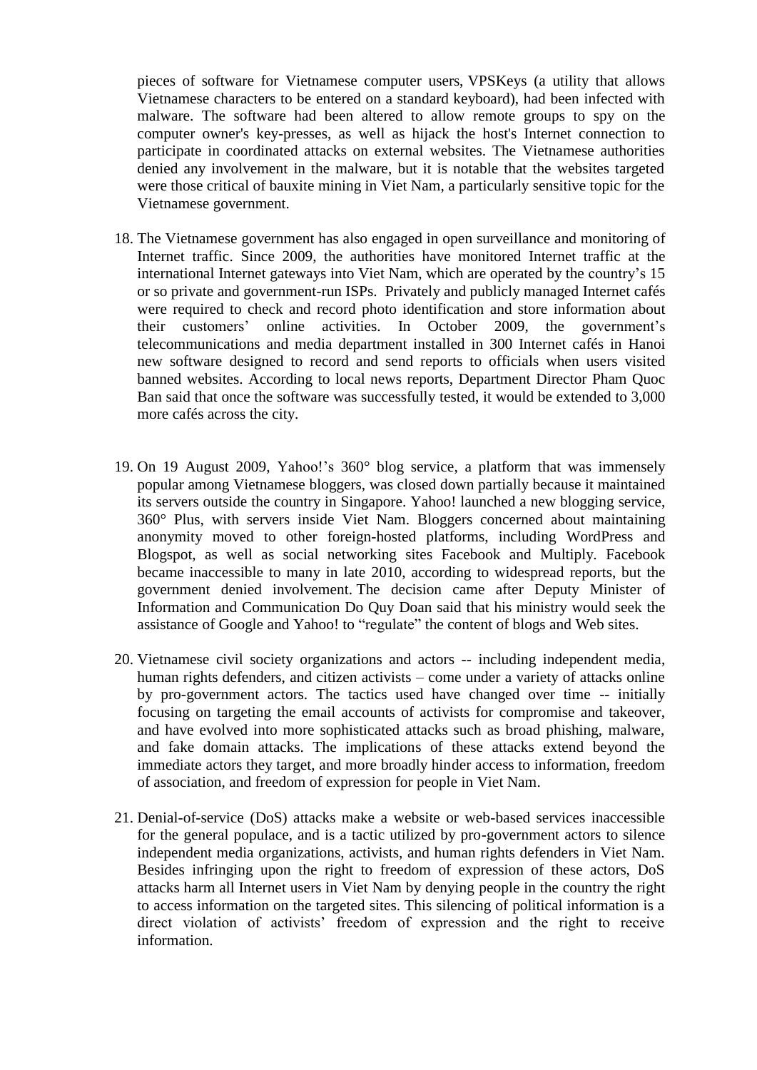pieces of software for Vietnamese computer users, VPSKeys (a utility that allows Vietnamese characters to be entered on a standard keyboard), had been infected with malware. The software had been altered to allow remote groups to spy on the computer owner's key-presses, as well as hijack the host's Internet connection to participate in coordinated attacks on external websites. The Vietnamese authorities denied any involvement in the malware, but it is notable that the websites targeted were those critical of bauxite mining in Viet Nam, a particularly sensitive topic for the Vietnamese government.

18. The Vietnamese government has also engaged in open surveillance and monitoring of Internet traffic. Since 2009, the authorities have monitored Internet traffic at the international Internet gateways into Viet Nam, which are operated by the country's 15 or so private and government-run ISPs. Privately and publicly managed Internet cafés were required to check and record photo identification and store information about their customers' online activities. In October 2009, the government's telecommunications and media department installed in 300 Internet cafés in Hanoi new software designed to record and send reports to officials when users visited banned websites. According to local news reports, Department Director Pham Quoc Ban said that once the software was successfully tested, it would be extended to 3,000 more cafés across the city.

19. On 19 August 2009, Yahoo!'s 360° blog service, a platform that was immensely popular among Vietnamese bloggers, was closed down partially because it maintained its servers outside the country in Singapore. Yahoo! launched a new blogging service, 360° Plus, with servers inside Viet Nam. Bloggers concerned about maintaining anonymity moved to other foreign-hosted platforms, including WordPress and Blogspot, as well as social networking sites Facebook and Multiply. Facebook became inaccessible to many in late 2010, according to widespread reports, but the government denied involvement. The decision came after Deputy Minister of Information and Communication Do Quy Doan said that his ministry would seek the assistance of Google and Yahoo! to "regulate" the content of blogs and Web sites.

20. Vietnamese civil society organizations and actors -- including independent media, human rights defenders, and citizen activists – come under a variety of attacks online by pro-government actors. The tactics used have changed over time -- initially focusing on targeting the email accounts of activists for compromise and takeover, and have evolved into more sophisticated attacks such as broad phishing, malware, and fake domain attacks. The implications of these attacks extend beyond the immediate actors they target, and more broadly hinder access to information, freedom of association, and freedom of expression for people in Viet Nam.

21. Denial-of-service (DoS) attacks make a website or web-based services inaccessible for the general populace, and is a tactic utilized by pro-government actors to silence independent media organizations, activists, and human rights defenders in Viet Nam. Besides infringing upon the right to freedom of expression of these actors, DoS attacks harm all Internet users in Viet Nam by denying people in the country the right to access information on the targeted sites. This silencing of political information is a direct violation of activists' freedom of expression and the right to receive information.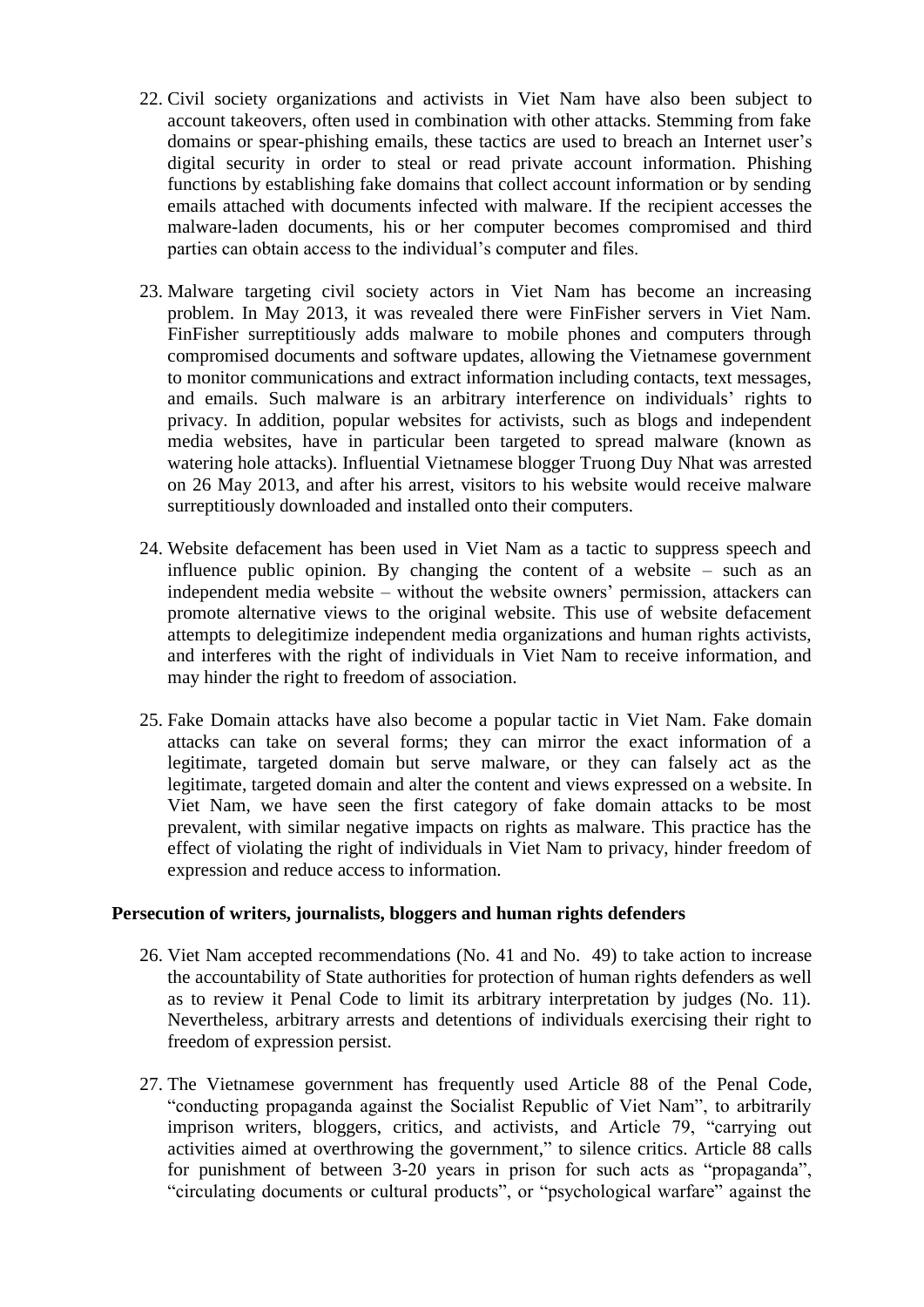22. Civil society organizations and activists in Viet Nam have also been subject to account takeovers, often used in combination with other attacks. Stemming from fake domains or spear-phishing emails, these tactics are used to breach an Internet user's digital security in order to steal or read private account information. Phishing functions by establishing fake domains that collect account information or by sending emails attached with documents infected with malware. If the recipient accesses the malware-laden documents, his or her computer becomes compromised and third parties can obtain access to the individual's computer and files.

23. Malware targeting civil society actors in Viet Nam has become an increasing problem. In May 2013, it was revealed there were FinFisher servers in Viet Nam. FinFisher surreptitiously adds malware to mobile phones and computers through compromised documents and software updates, allowing the Vietnamese government to monitor communications and extract information including contacts, text messages, and emails. Such malware is an arbitrary interference on individuals' rights to privacy. In addition, popular websites for activists, such as blogs and independent media websites, have in particular been targeted to spread malware (known as watering hole attacks). Influential Vietnamese blogger Truong Duy Nhat was arrested on 26 May 2013, and after his arrest, visitors to his website would receive malware surreptitiously downloaded and installed onto their computers.

24. Website defacement has been used in Viet Nam as a tactic to suppress speech and influence public opinion. By changing the content of a website – such as an independent media website – without the website owners' permission, attackers can promote alternative views to the original website. This use of website defacement attempts to delegitimize independent media organizations and human rights activists, and interferes with the right of individuals in Viet Nam to receive information, and may hinder the right to freedom of association.

25. Fake Domain attacks have also become a popular tactic in Viet Nam. Fake domain attacks can take on several forms; they can mirror the exact information of a legitimate, targeted domain but serve malware, or they can falsely act as the legitimate, targeted domain and alter the content and views expressed on a website. In Viet Nam, we have seen the first category of fake domain attacks to be most prevalent, with similar negative impacts on rights as malware. This practice has the effect of violating the right of individuals in Viet Nam to privacy, hinder freedom of expression and reduce access to information.

**Persecution of writers, journalists, bloggers and human rights defenders**

26. Viet Nam accepted recommendations (No. 41 and No. 49) to take action to increase the accountability of State authorities for protection of human rights defenders as well as to review it Penal Code to limit its arbitrary interpretation by judges (No. 11). Nevertheless, arbitrary arrests and detentions of individuals exercising their right to freedom of expression persist.

27. The Vietnamese government has frequently used Article 88 of the Penal Code, "conducting propaganda against the Socialist Republic of Viet Nam", to arbitrarily imprison writers, bloggers, critics, and activists, and Article 79, "carrying out activities aimed at overthrowing the government," to silence critics. Article 88 calls for punishment of between 3-20 years in prison for such acts as "propaganda", "circulating documents or cultural products", or "psychological warfare" against the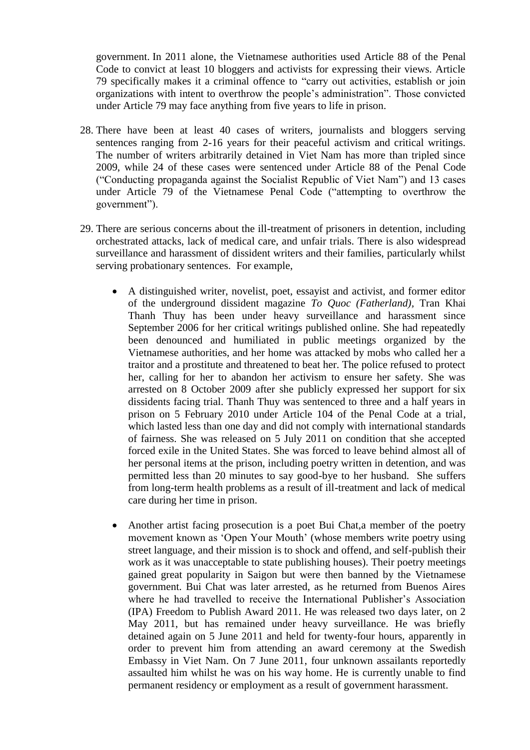government. In 2011 alone, the Vietnamese authorities used Article 88 of the Penal Code to convict at least 10 bloggers and activists for expressing their views. Article 79 specifically makes it a criminal offence to "carry out activities, establish or join organizations with intent to overthrow the people's administration". Those convicted under Article 79 may face anything from five years to life in prison.

28. There have been at least 40 cases of writers, journalists and bloggers serving sentences ranging from 2-16 years for their peaceful activism and critical writings. The number of writers arbitrarily detained in Viet Nam has more than tripled since 2009, while 24 of these cases were sentenced under Article 88 of the Penal Code ("Conducting propaganda against the Socialist Republic of Viet Nam") and 13 cases under Article 79 of the Vietnamese Penal Code ("attempting to overthrow the government").

29. There are serious concerns about the ill-treatment of prisoners in detention, including orchestrated attacks, lack of medical care, and unfair trials. There is also widespread surveillance and harassment of dissident writers and their families, particularly whilst serving probationary sentences. For example,

    - A distinguished writer, novelist, poet, essayist and activist, and former editor of the underground dissident magazine *To Quoc (Fatherland)*, Tran Khai Thanh Thuy has been under heavy surveillance and harassment since September 2006 for her critical writings published online. She had repeatedly been denounced and humiliated in public meetings organized by the Vietnamese authorities, and her home was attacked by mobs who called her a traitor and a prostitute and threatened to beat her. The police refused to protect her, calling for her to abandon her activism to ensure her safety. She was arrested on 8 October 2009 after she publicly expressed her support for six dissidents facing trial. Thanh Thuy was sentenced to three and a half years in prison on 5 February 2010 under Article 104 of the Penal Code at a trial, which lasted less than one day and did not comply with international standards of fairness. She was released on 5 July 2011 on condition that she accepted forced exile in the United States. She was forced to leave behind almost all of her personal items at the prison, including poetry written in detention, and was permitted less than 20 minutes to say good-bye to her husband. She suffers from long-term health problems as a result of ill-treatment and lack of medical care during her time in prison.

    - Another artist facing prosecution is a poet Bui Chat,a member of the poetry movement known as 'Open Your Mouth' (whose members write poetry using street language, and their mission is to shock and offend, and self-publish their work as it was unacceptable to state publishing houses). Their poetry meetings gained great popularity in Saigon but were then banned by the Vietnamese government. Bui Chat was later arrested, as he returned from Buenos Aires where he had travelled to receive the International Publisher's Association (IPA) Freedom to Publish Award 2011. He was released two days later, on 2 May 2011, but has remained under heavy surveillance. He was briefly detained again on 5 June 2011 and held for twenty-four hours, apparently in order to prevent him from attending an award ceremony at the Swedish Embassy in Viet Nam. On 7 June 2011, four unknown assailants reportedly assaulted him whilst he was on his way home. He is currently unable to find permanent residency or employment as a result of government harassment.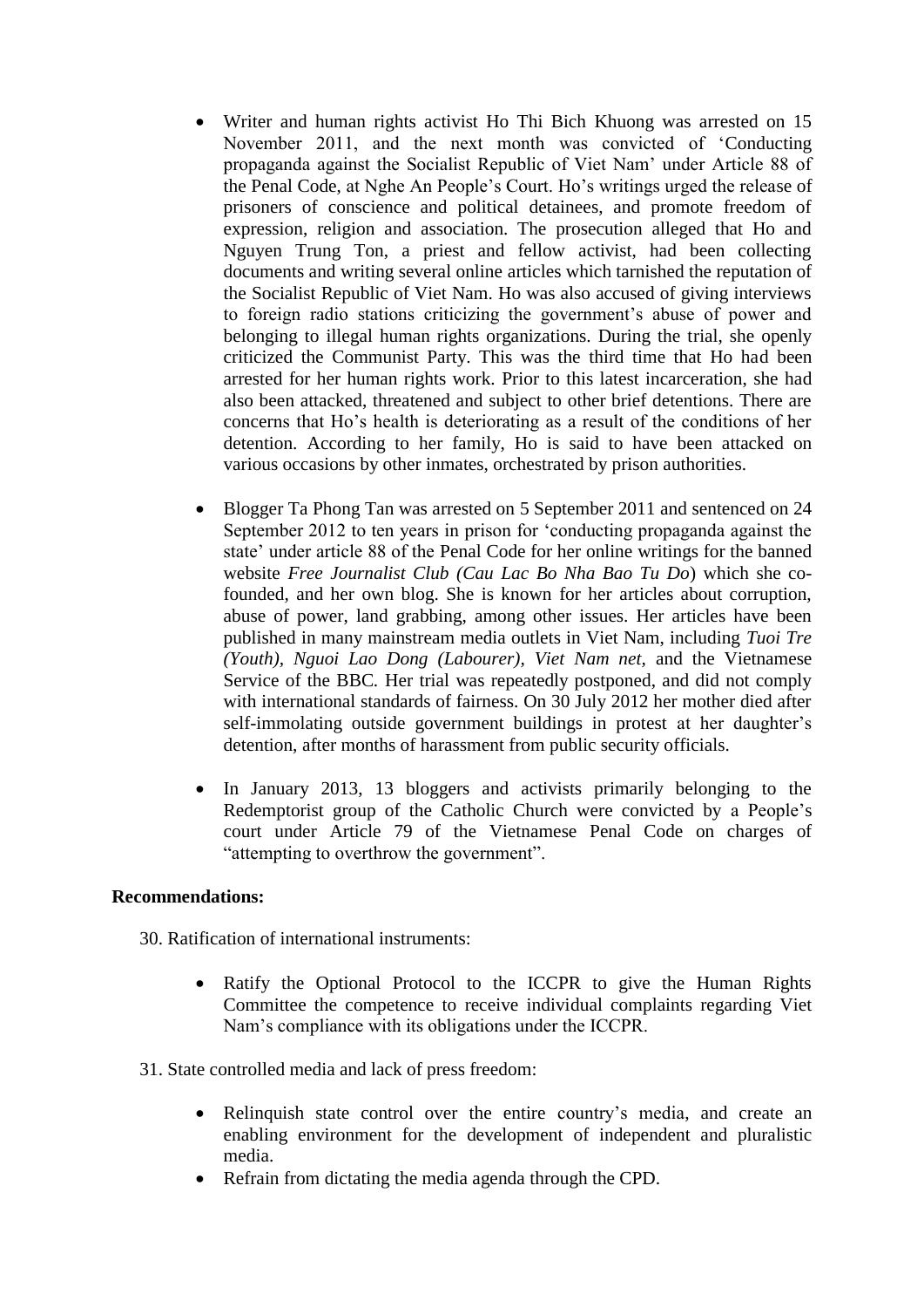- Writer and human rights activist Ho Thi Bich Khuong was arrested on 15 November 2011, and the next month was convicted of 'Conducting propaganda against the Socialist Republic of Viet Nam' under Article 88 of the Penal Code, at Nghe An People's Court. Ho's writings urged the release of prisoners of conscience and political detainees, and promote freedom of expression, religion and association. The prosecution alleged that Ho and Nguyen Trung Ton, a priest and fellow activist, had been collecting documents and writing several online articles which tarnished the reputation of the Socialist Republic of Viet Nam. Ho was also accused of giving interviews to foreign radio stations criticizing the government's abuse of power and belonging to illegal human rights organizations. During the trial, she openly criticized the Communist Party. This was the third time that Ho had been arrested for her human rights work. Prior to this latest incarceration, she had also been attacked, threatened and subject to other brief detentions. There are concerns that Ho's health is deteriorating as a result of the conditions of her detention. According to her family, Ho is said to have been attacked on various occasions by other inmates, orchestrated by prison authorities.

- Blogger Ta Phong Tan was arrested on 5 September 2011 and sentenced on 24 September 2012 to ten years in prison for 'conducting propaganda against the state' under article 88 of the Penal Code for her online writings for the banned website *Free Journalist Club (Cau Lac Bo Nha Bao Tu Do*) which she co-founded, and her own blog. She is known for her articles about corruption, abuse of power, land grabbing, among other issues. Her articles have been published in many mainstream media outlets in Viet Nam, including *Tuoi Tre (Youth)*, *Nguoi Lao Dong (Labourer)*, *Viet Nam net*, and the Vietnamese Service of the BBC. Her trial was repeatedly postponed, and did not comply with international standards of fairness. On 30 July 2012 her mother died after self-immolating outside government buildings in protest at her daughter's detention, after months of harassment from public security officials.

- In January 2013, 13 bloggers and activists primarily belonging to the Redemptorist group of the Catholic Church were convicted by a People's court under Article 79 of the Vietnamese Penal Code on charges of "attempting to overthrow the government".

**Recommendations:**

30. Ratification of international instruments:

- Ratify the Optional Protocol to the ICCPR to give the Human Rights Committee the competence to receive individual complaints regarding Viet Nam's compliance with its obligations under the ICCPR.

31. State controlled media and lack of press freedom:

- Relinquish state control over the entire country's media, and create an enabling environment for the development of independent and pluralistic media.
- Refrain from dictating the media agenda through the CPD.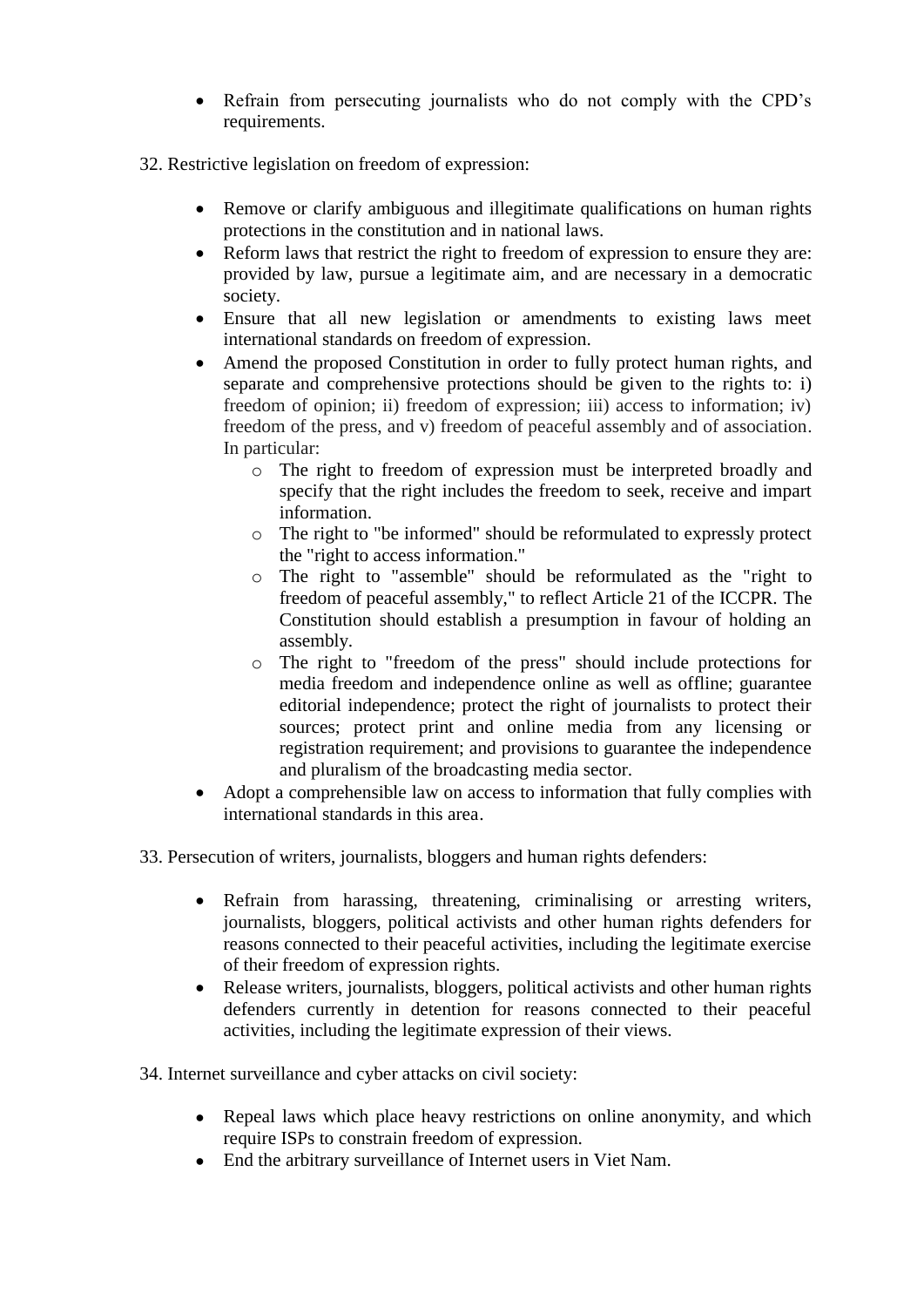- Refrain from persecuting journalists who do not comply with the CPD's requirements.

32. Restrictive legislation on freedom of expression:

- Remove or clarify ambiguous and illegitimate qualifications on human rights protections in the constitution and in national laws.
- Reform laws that restrict the right to freedom of expression to ensure they are: provided by law, pursue a legitimate aim, and are necessary in a democratic society.
- Ensure that all new legislation or amendments to existing laws meet international standards on freedom of expression.
- Amend the proposed Constitution in order to fully protect human rights, and separate and comprehensive protections should be given to the rights to: i) freedom of opinion; ii) freedom of expression; iii) access to information; iv) freedom of the press, and v) freedom of peaceful assembly and of association. In particular:
    - The right to freedom of expression must be interpreted broadly and specify that the right includes the freedom to seek, receive and impart information.
    - The right to "be informed" should be reformulated to expressly protect the "right to access information."
    - The right to "assemble" should be reformulated as the "right to freedom of peaceful assembly," to reflect Article 21 of the ICCPR. The Constitution should establish a presumption in favour of holding an assembly.
    - The right to "freedom of the press" should include protections for media freedom and independence online as well as offline; guarantee editorial independence; protect the right of journalists to protect their sources; protect print and online media from any licensing or registration requirement; and provisions to guarantee the independence and pluralism of the broadcasting media sector.
- Adopt a comprehensible law on access to information that fully complies with international standards in this area.

33. Persecution of writers, journalists, bloggers and human rights defenders:

- Refrain from harassing, threatening, criminalising or arresting writers, journalists, bloggers, political activists and other human rights defenders for reasons connected to their peaceful activities, including the legitimate exercise of their freedom of expression rights.
- Release writers, journalists, bloggers, political activists and other human rights defenders currently in detention for reasons connected to their peaceful activities, including the legitimate expression of their views.

34. Internet surveillance and cyber attacks on civil society:

- Repeal laws which place heavy restrictions on online anonymity, and which require ISPs to constrain freedom of expression.
- End the arbitrary surveillance of Internet users in Viet Nam.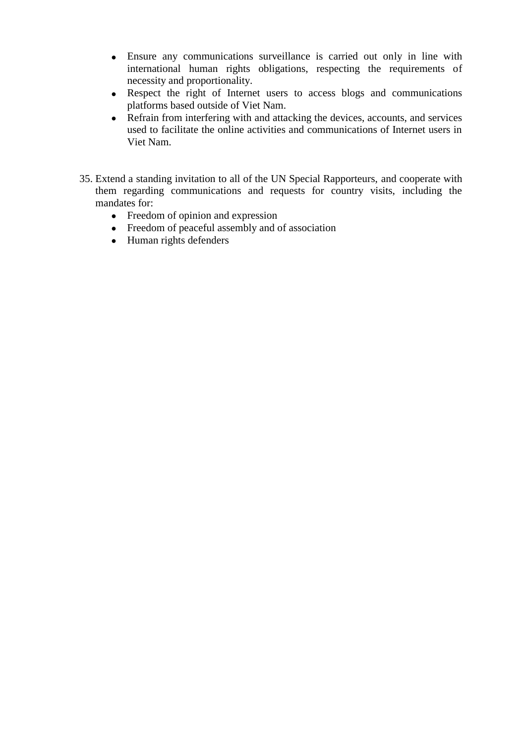- Ensure any communications surveillance is carried out only in line with international human rights obligations, respecting the requirements of necessity and proportionality.
- Respect the right of Internet users to access blogs and communications platforms based outside of Viet Nam.
- Refrain from interfering with and attacking the devices, accounts, and services used to facilitate the online activities and communications of Internet users in Viet Nam.

35. Extend a standing invitation to all of the UN Special Rapporteurs, and cooperate with them regarding communications and requests for country visits, including the mandates for:
    - Freedom of opinion and expression
    - Freedom of peaceful assembly and of association
    - Human rights defenders